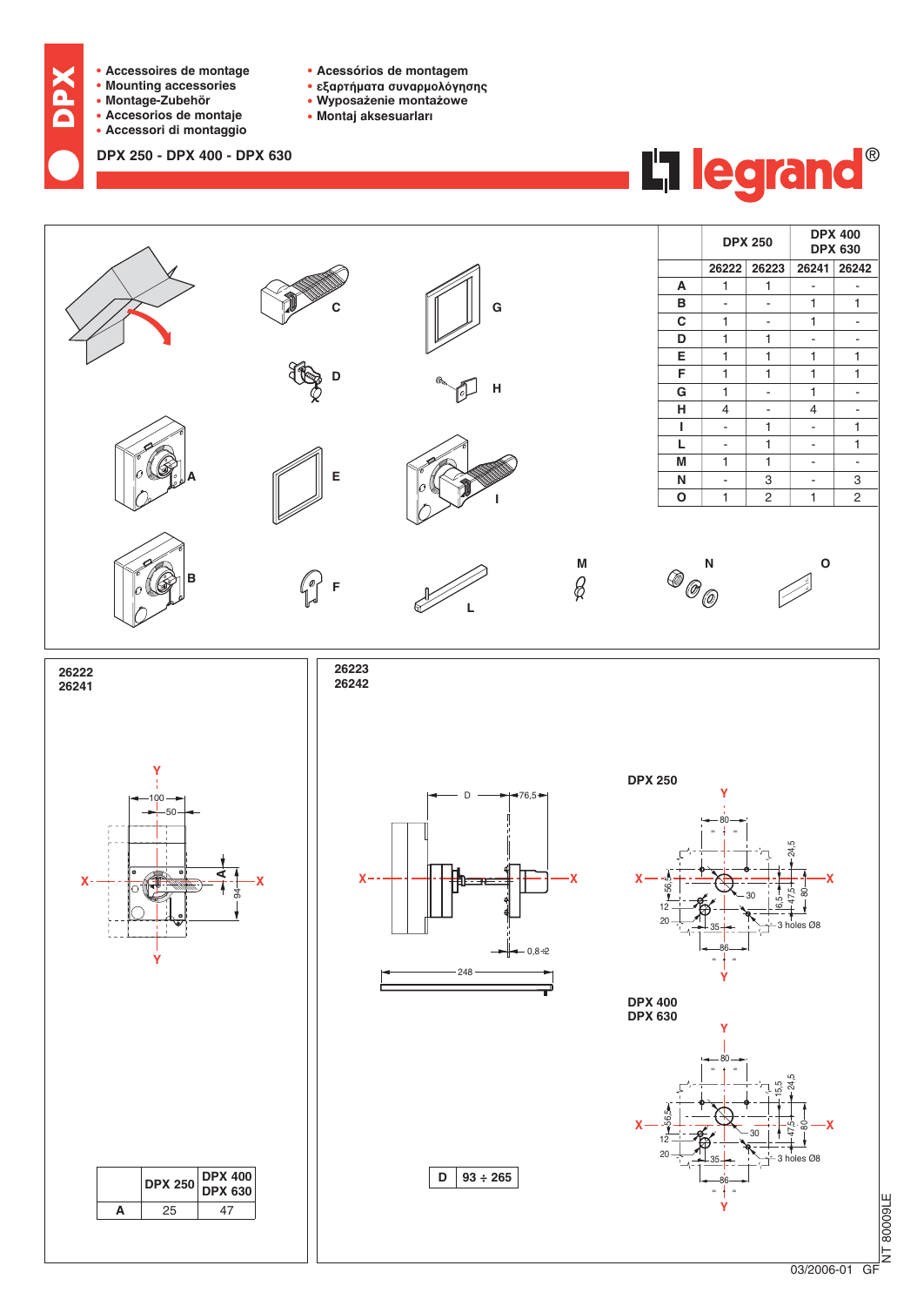# DPX

- Accessoires de montage
- Mounting accessories
- Montage-Zubehör
- Accesorios de montaje
- Accessori di montaggio
- Acessórios de montagem
- εξαρτήματα συναρμολόγησης
- Wyposażenie montażowe
- Montaj aksesuarları

## DPX 250 - DPX 400 - DPX 630

legrand®

| | DPX 250 | | DPX 400 DPX 630 | |
|---|---|---|---|---|
| | 26222 | 26223 | 26241 | 26242 |
| A | 1 | 1 | - | - |
| B | - | - | 1 | 1 |
| C | 1 | - | 1 | - |
| D | 1 | 1 | - | - |
| E | 1 | 1 | 1 | 1 |
| F | 1 | 1 | 1 | 1 |
| G | 1 | - | 1 | - |
| H | 4 | - | 4 | - |
| I | - | 1 | - | 1 |
| L | - | 1 | - | 1 |
| M | 1 | 1 | - | - |
| N | - | 3 | - | 3 |
| O | 1 | 2 | 1 | 2 |

### 26222 26241

| | DPX 250 | DPX 400 DPX 630 |
|---|---|---|
| A | 25 | 47 |

### 26223 26242

| D | 93 ÷ 265 |
|---|---|

DPX 250

DPX 400 DPX 630

3 holes Ø8

NT 80009LE

03/2006-01 GF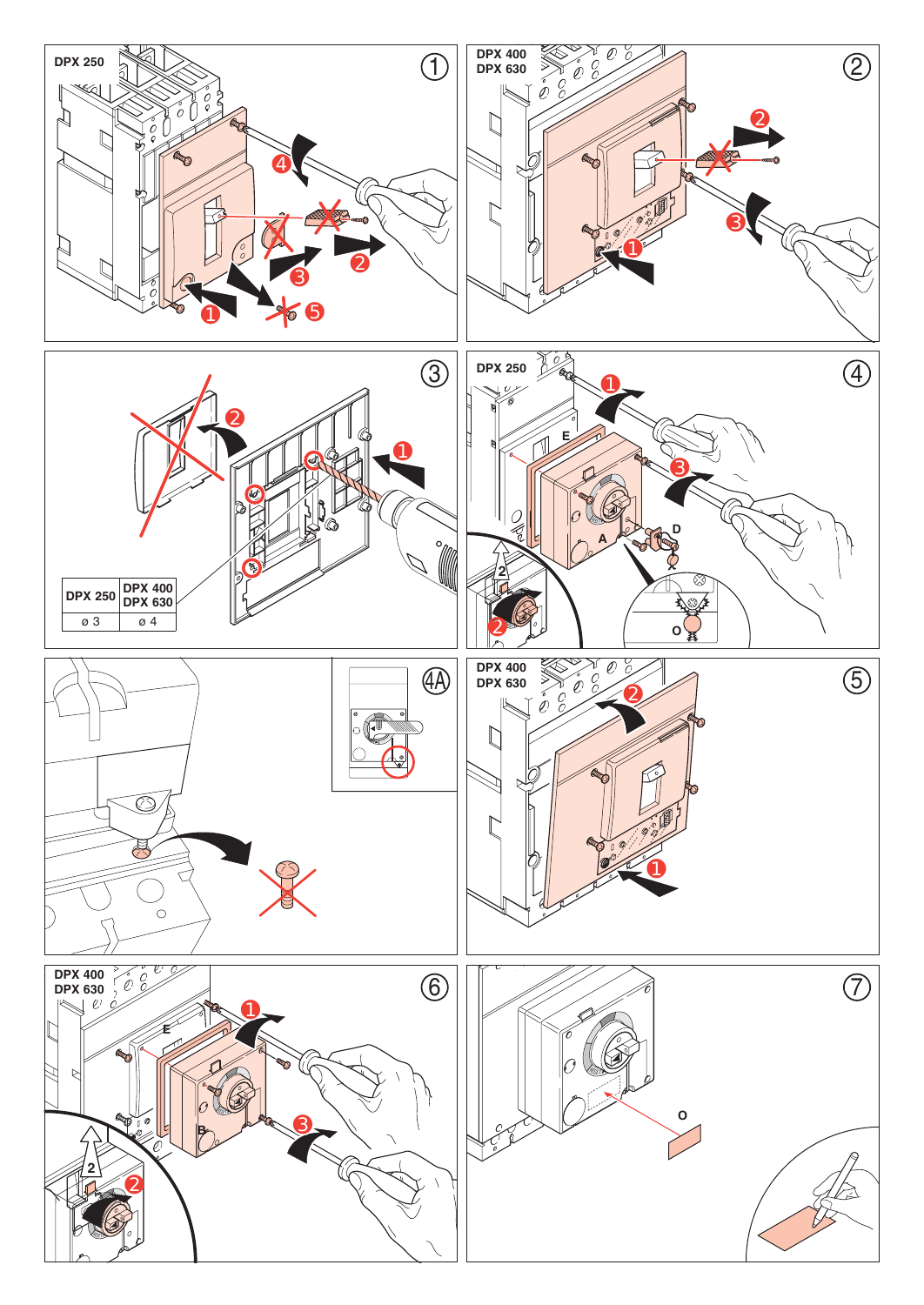DPX 250

DPX 400
DPX 630

| DPX 250 | DPX 400 DPX 630 |
|---|---|
| ø 3 | ø 4 |

DPX 250

E

A

D

O

4A

DPX 400
DPX 630

DPX 400
DPX 630

E

B

O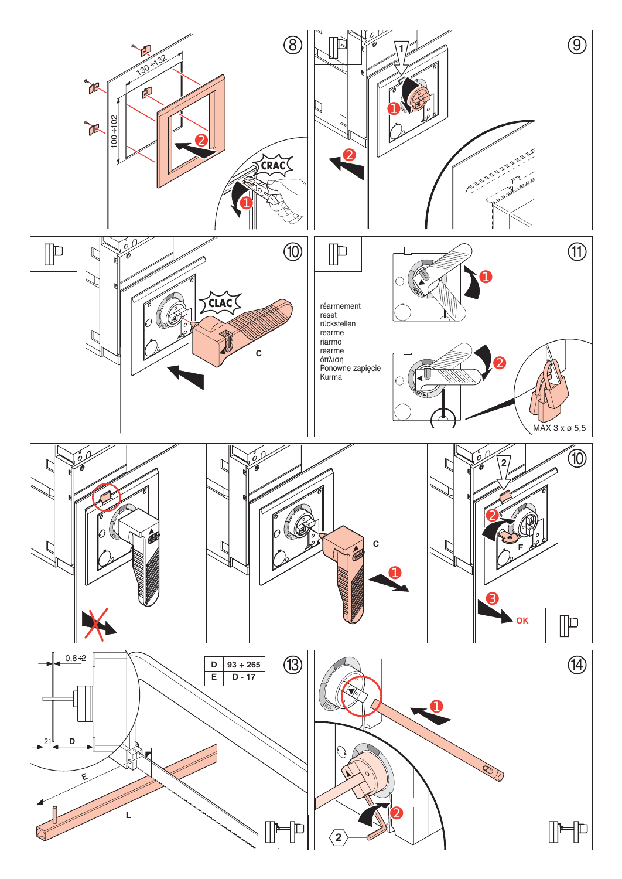⑧

130 ÷132

100 ÷102

CRAC

⑨

⑩

CLAC

C

⑪

réarmement
reset
rückstellen
rearme
riarmo
rearme
όπλιση
Ponowne zapięcie
Kurma

MAX 3 x ø 5,5

C

⑩

F

OK

⑬

0,8 ÷2

21

D

E

L

| D | 93 ÷ 265 |
|---|---|
| E | D - 17 |

⑭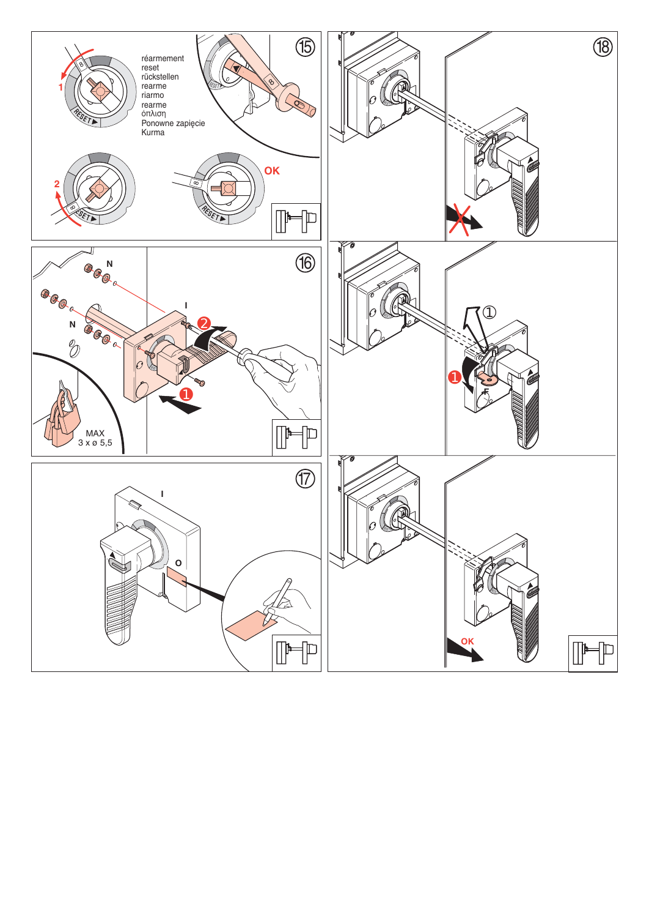⑮

réarmement
reset
rückstellen
rearme
riarmo
rearme
όπλιση
Ponowne zapięcie
Kurma

1

2

OK

⑯

N

N

I

MAX
3 x ø 5,5

⑰

I

O

⑱

①

OK